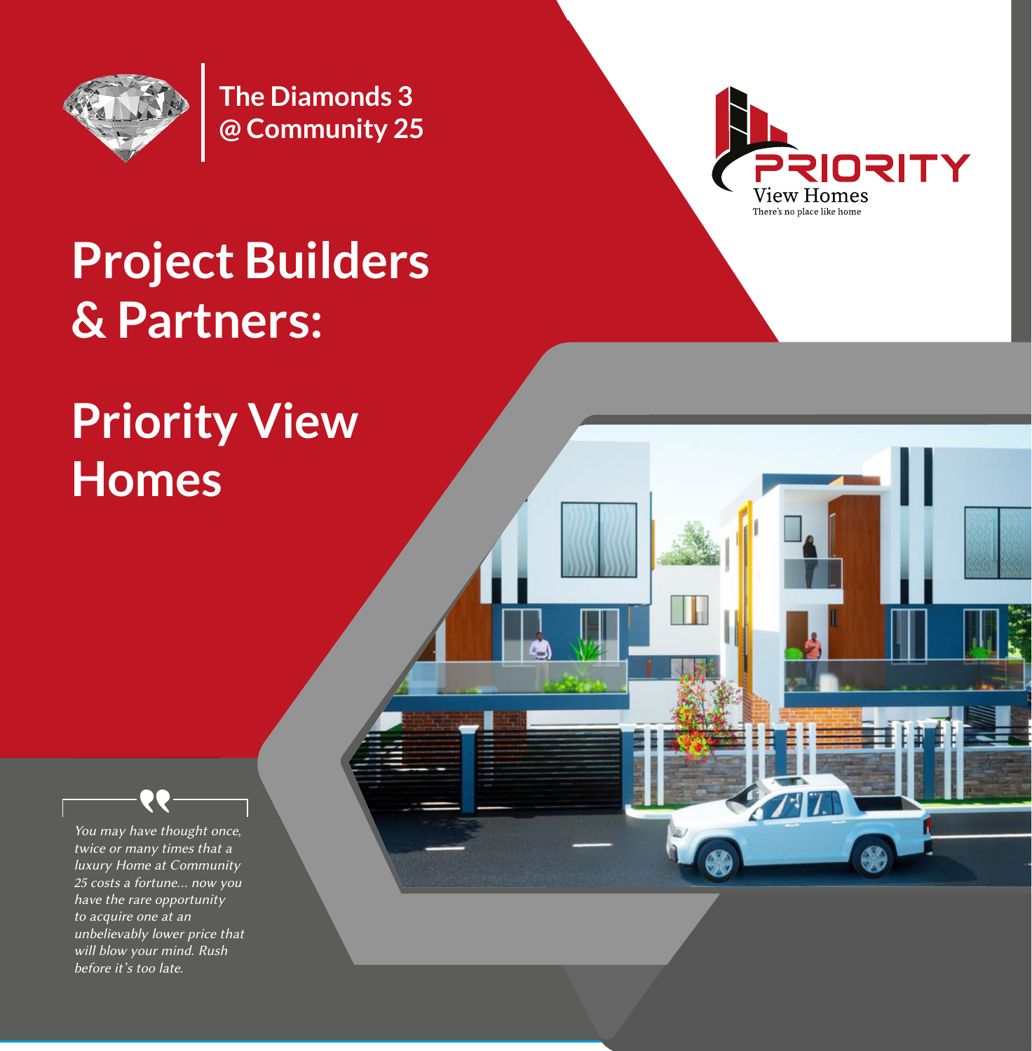The Diamonds 3
@ Community 25

PRIORITY View Homes
There's no place like home

# Project Builders & Partners:

# Priority View Homes

*You may have thought once, twice or many times that a luxury Home at Community 25 costs a fortune... now you have the rare opportunity to acquire one at an unbelievably lower price that will blow your mind. Rush before it's too late.*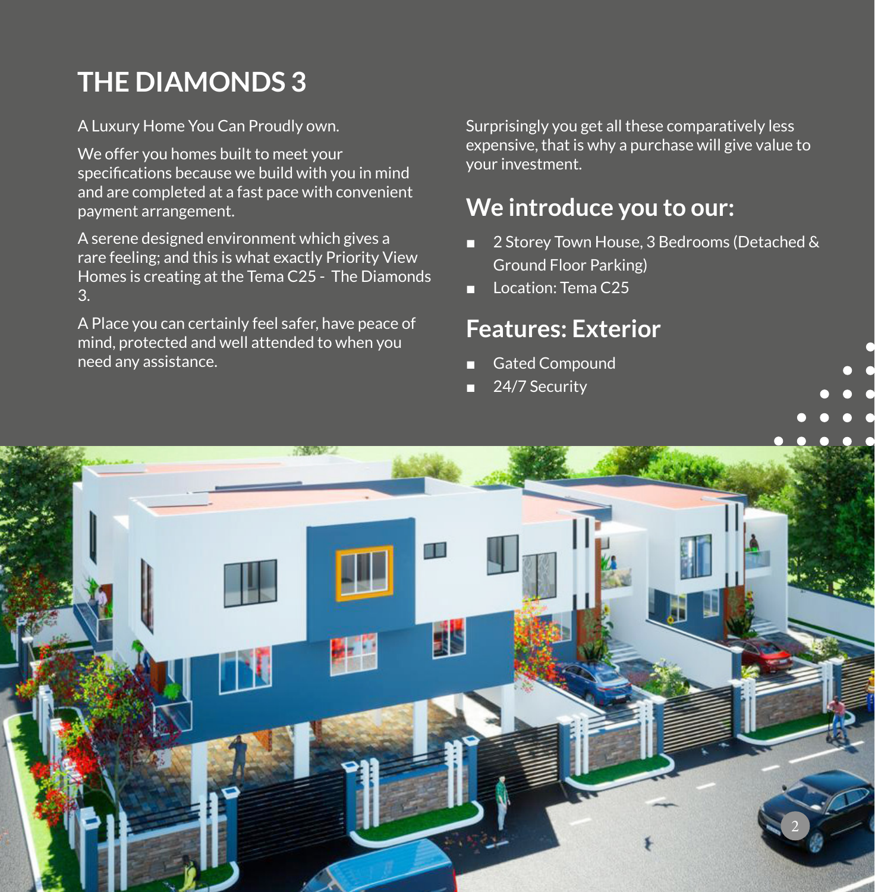# THE DIAMONDS 3

A Luxury Home You Can Proudly own.

We offer you homes built to meet your specifications because we build with you in mind and are completed at a fast pace with convenient payment arrangement.

A serene designed environment which gives a rare feeling; and this is what exactly Priority View Homes is creating at the Tema C25 - The Diamonds 3.

A Place you can certainly feel safer, have peace of mind, protected and well attended to when you need any assistance.

Surprisingly you get all these comparatively less expensive, that is why a purchase will give value to your investment.

## We introduce you to our:

- 2 Storey Town House, 3 Bedrooms (Detached & Ground Floor Parking)
- Location: Tema C25

## Features: Exterior

- Gated Compound
- 24/7 Security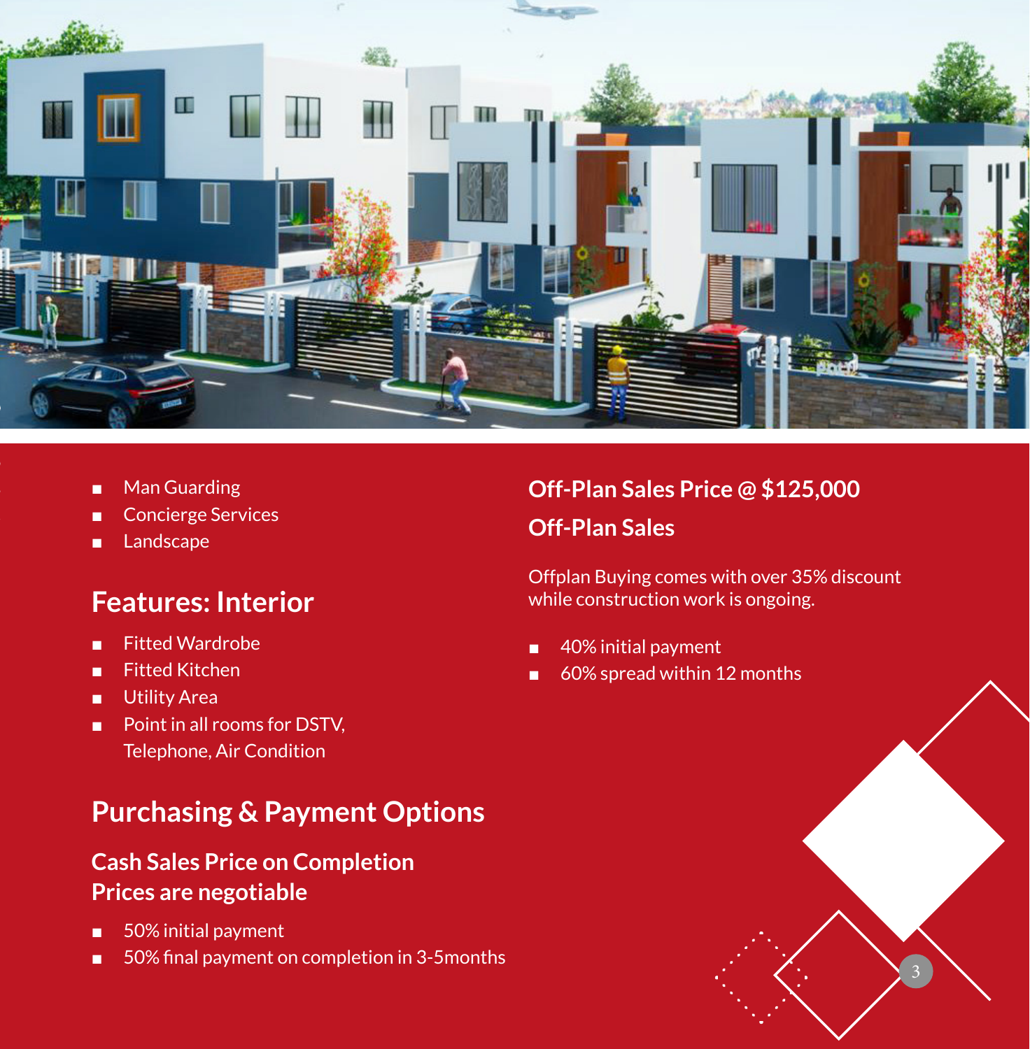- Man Guarding
- Concierge Services
- Landscape

## Features: Interior

- Fitted Wardrobe
- Fitted Kitchen
- Utility Area
- Point in all rooms for DSTV, Telephone, Air Condition

## Purchasing & Payment Options

### Cash Sales Price on Completion
### Prices are negotiable

- 50% initial payment
- 50% final payment on completion in 3-5months

### Off-Plan Sales Price @ $125,000

### Off-Plan Sales

Offplan Buying comes with over 35% discount while construction work is ongoing.

- 40% initial payment
- 60% spread within 12 months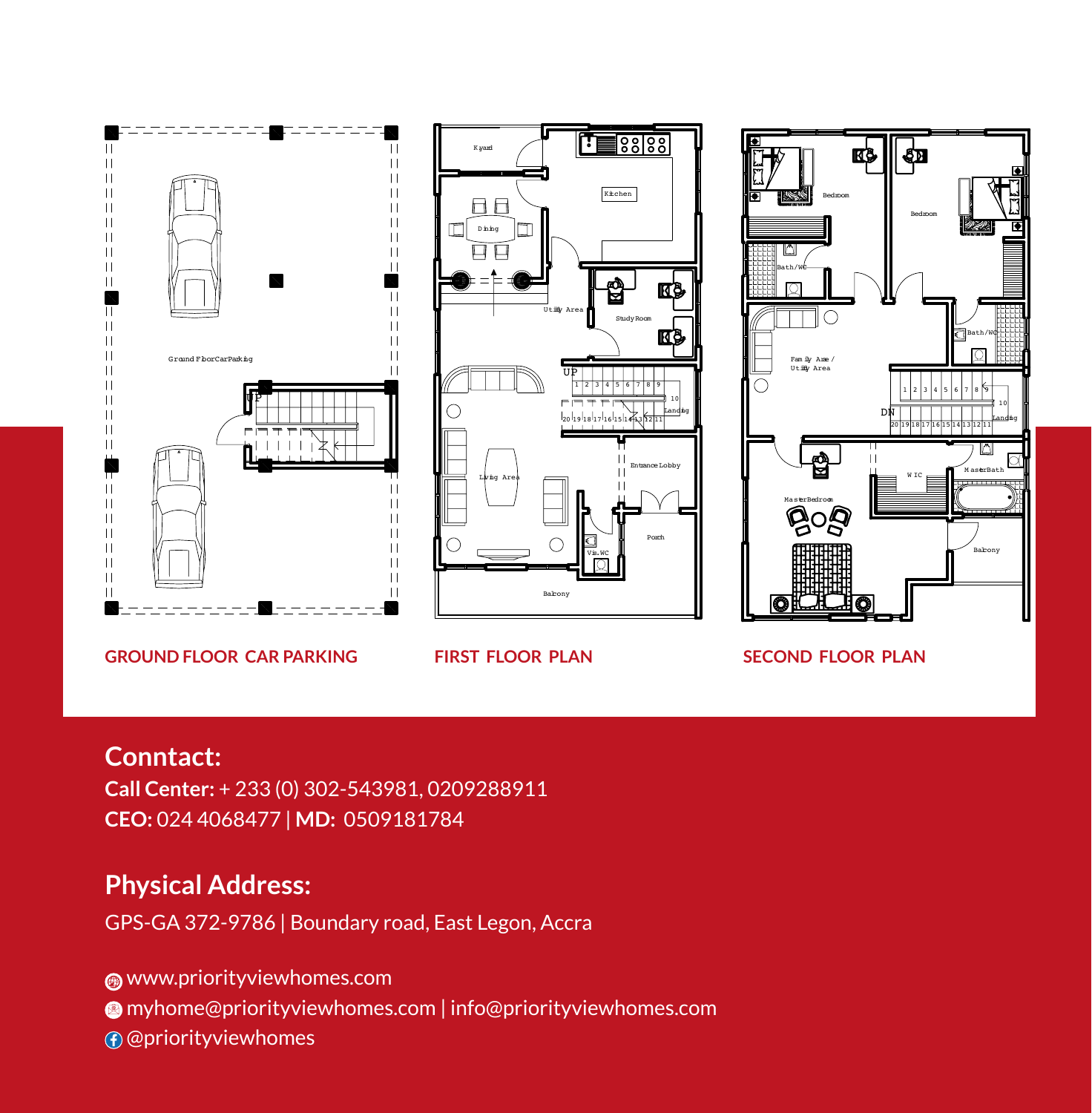GROUND FLOOR CAR PARKING

FIRST FLOOR PLAN

SECOND FLOOR PLAN

## Conntact:

**Call Center:** + 233 (0) 302-543981, 0209288911
**CEO:** 024 4068477 | **MD:** 0509181784

## Physical Address:

GPS-GA 372-9786 | Boundary road, East Legon, Accra

www.priorityviewhomes.com
myhome@priorityviewhomes.com | info@priorityviewhomes.com
@priorityviewhomes